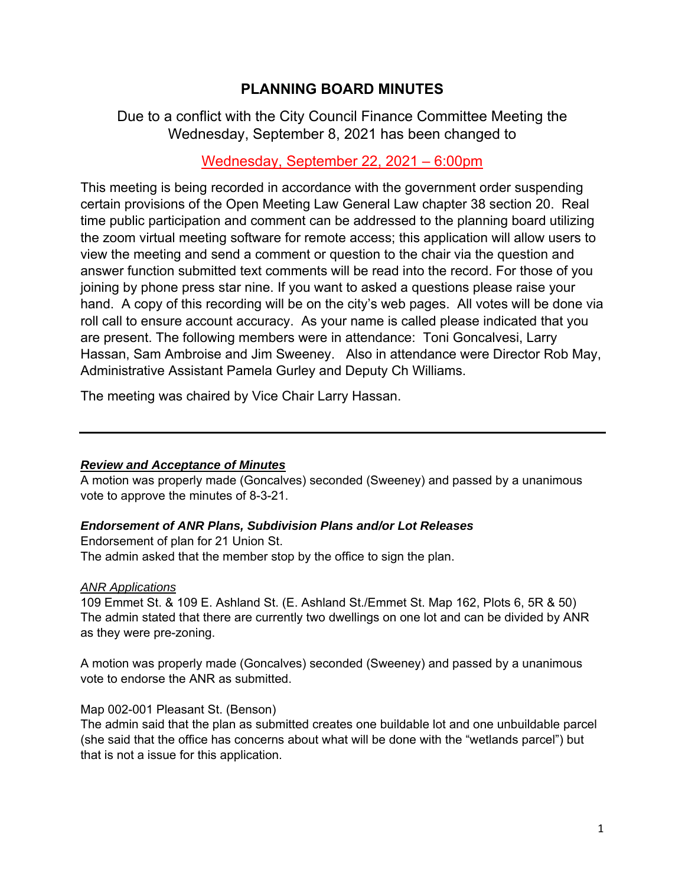# PLANNING BOARD MINUTES

Due to a conflict with the City Council Finance Committee Meeting the Wednesday, September 8, 2021 has been changed to

Wednesday, September 22, 2021 – 6:00pm

This meeting is being recorded in accordance with the government order suspending certain provisions of the Open Meeting Law General Law chapter 38 section 20. Real time public participation and comment can be addressed to the planning board utilizing the zoom virtual meeting software for remote access; this application will allow users to view the meeting and send a comment or question to the chair via the question and answer function submitted text comments will be read into the record. For those of you joining by phone press star nine. If you want to asked a questions please raise your hand. A copy of this recording will be on the city's web pages. All votes will be done via roll call to ensure account accuracy. As your name is called please indicated that you are present. The following members were in attendance: Toni Goncalvesi, Larry Hassan, Sam Ambroise and Jim Sweeney. Also in attendance were Director Rob May, Administrative Assistant Pamela Gurley and Deputy Ch Williams.

The meeting was chaired by Vice Chair Larry Hassan.

---

***Review and Acceptance of Minutes***

A motion was properly made (Goncalves) seconded (Sweeney) and passed by a unanimous vote to approve the minutes of 8-3-21.

***Endorsement of ANR Plans, Subdivision Plans and/or Lot Releases***

Endorsement of plan for 21 Union St.
The admin asked that the member stop by the office to sign the plan.

*ANR Applications*

109 Emmet St. & 109 E. Ashland St. (E. Ashland St./Emmet St. Map 162, Plots 6, 5R & 50)
The admin stated that there are currently two dwellings on one lot and can be divided by ANR as they were pre-zoning.

A motion was properly made (Goncalves) seconded (Sweeney) and passed by a unanimous vote to endorse the ANR as submitted.

Map 002-001 Pleasant St. (Benson)
The admin said that the plan as submitted creates one buildable lot and one unbuildable parcel (she said that the office has concerns about what will be done with the "wetlands parcel") but that is not a issue for this application.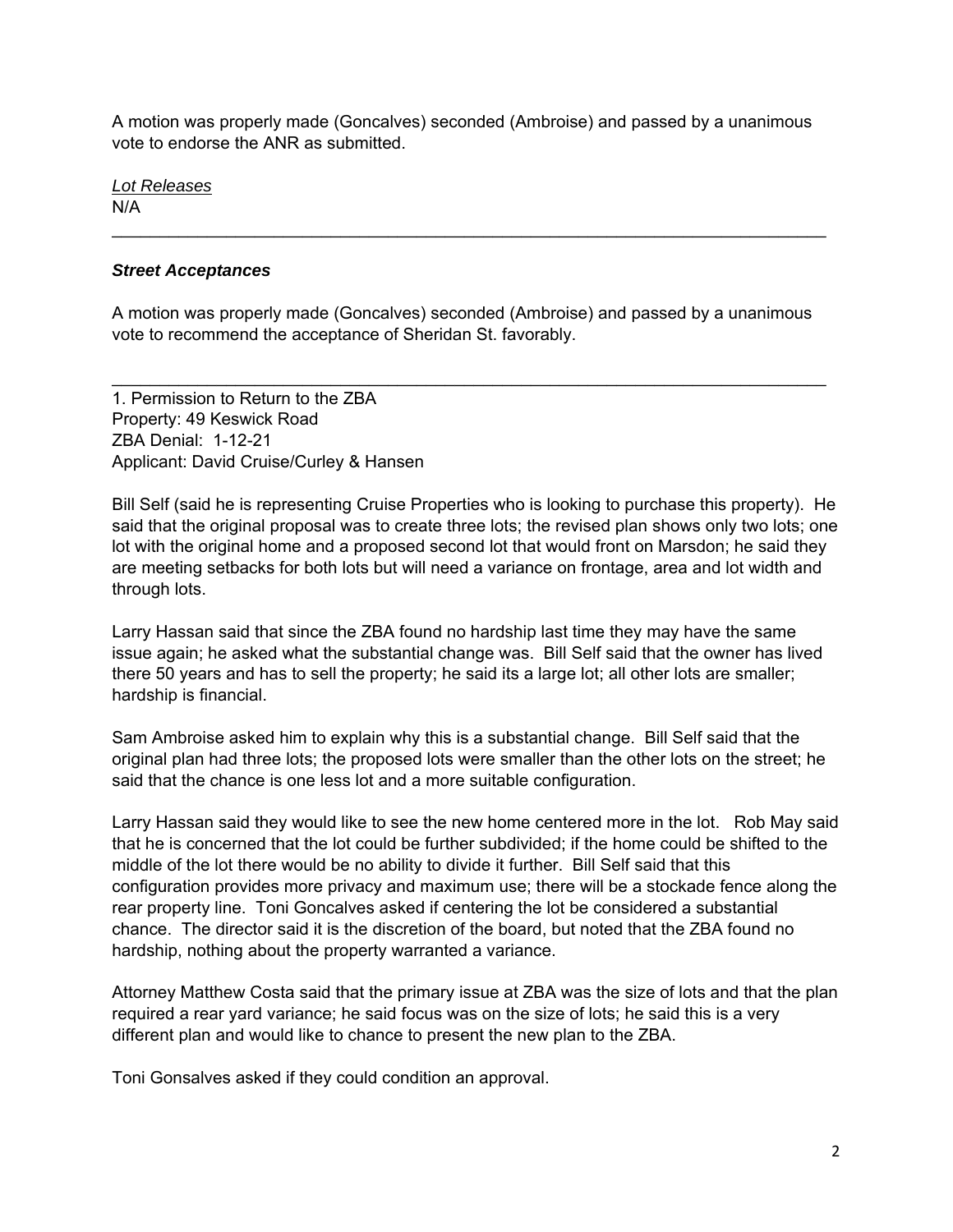A motion was properly made (Goncalves) seconded (Ambroise) and passed by a unanimous vote to endorse the ANR as submitted.

*Lot Releases*
N/A

---

***Street Acceptances***

A motion was properly made (Goncalves) seconded (Ambroise) and passed by a unanimous vote to recommend the acceptance of Sheridan St. favorably.

---

1. Permission to Return to the ZBA
Property: 49 Keswick Road
ZBA Denial: 1-12-21
Applicant: David Cruise/Curley & Hansen

Bill Self (said he is representing Cruise Properties who is looking to purchase this property). He said that the original proposal was to create three lots; the revised plan shows only two lots; one lot with the original home and a proposed second lot that would front on Marsdon; he said they are meeting setbacks for both lots but will need a variance on frontage, area and lot width and through lots.

Larry Hassan said that since the ZBA found no hardship last time they may have the same issue again; he asked what the substantial change was. Bill Self said that the owner has lived there 50 years and has to sell the property; he said its a large lot; all other lots are smaller; hardship is financial.

Sam Ambroise asked him to explain why this is a substantial change. Bill Self said that the original plan had three lots; the proposed lots were smaller than the other lots on the street; he said that the chance is one less lot and a more suitable configuration.

Larry Hassan said they would like to see the new home centered more in the lot. Rob May said that he is concerned that the lot could be further subdivided; if the home could be shifted to the middle of the lot there would be no ability to divide it further. Bill Self said that this configuration provides more privacy and maximum use; there will be a stockade fence along the rear property line. Toni Goncalves asked if centering the lot be considered a substantial chance. The director said it is the discretion of the board, but noted that the ZBA found no hardship, nothing about the property warranted a variance.

Attorney Matthew Costa said that the primary issue at ZBA was the size of lots and that the plan required a rear yard variance; he said focus was on the size of lots; he said this is a very different plan and would like to chance to present the new plan to the ZBA.

Toni Gonsalves asked if they could condition an approval.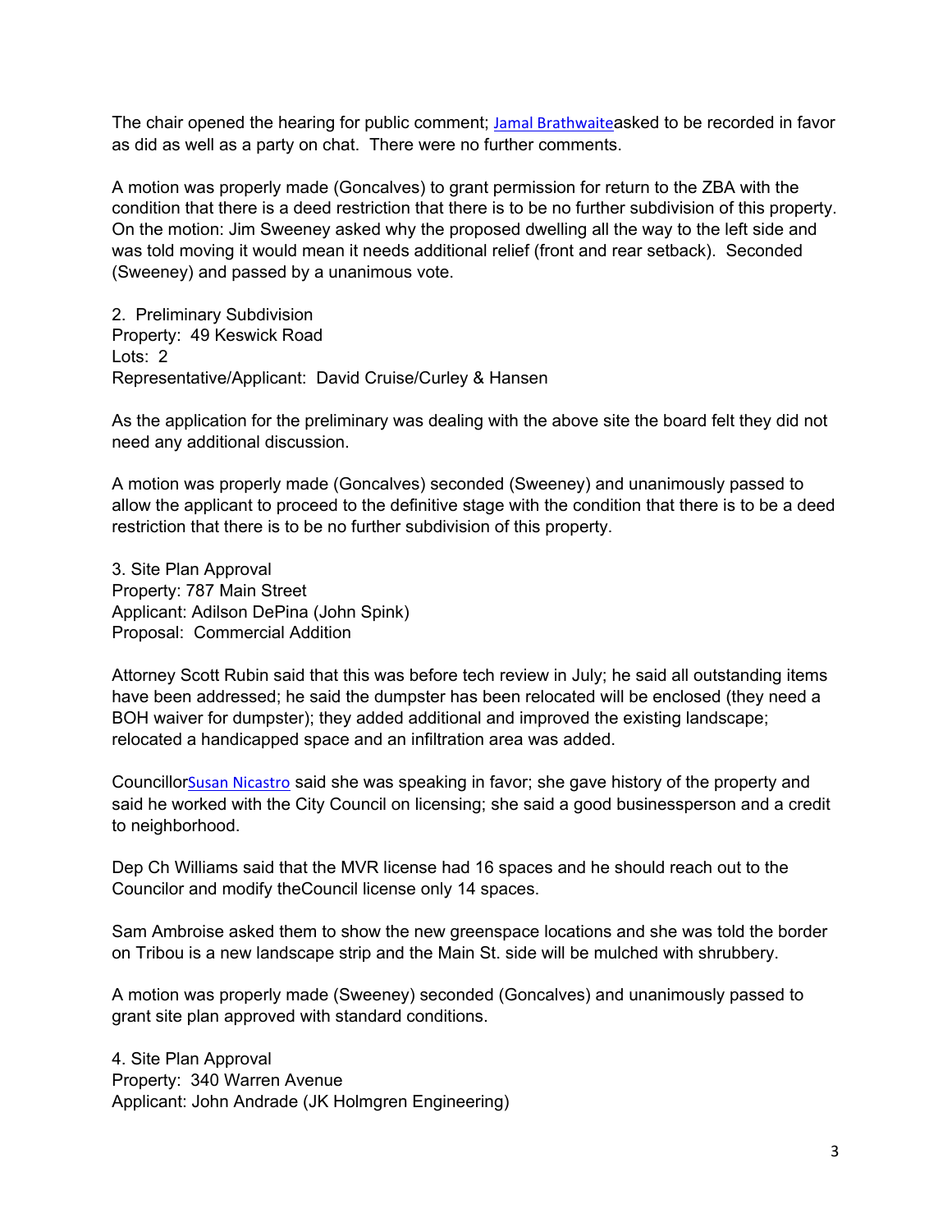The chair opened the hearing for public comment; Jamal Brathwaiteasked to be recorded in favor as did as well as a party on chat. There were no further comments.

A motion was properly made (Goncalves) to grant permission for return to the ZBA with the condition that there is a deed restriction that there is to be no further subdivision of this property. On the motion: Jim Sweeney asked why the proposed dwelling all the way to the left side and was told moving it would mean it needs additional relief (front and rear setback). Seconded (Sweeney) and passed by a unanimous vote.

2. Preliminary Subdivision
Property: 49 Keswick Road
Lots: 2
Representative/Applicant: David Cruise/Curley & Hansen

As the application for the preliminary was dealing with the above site the board felt they did not need any additional discussion.

A motion was properly made (Goncalves) seconded (Sweeney) and unanimously passed to allow the applicant to proceed to the definitive stage with the condition that there is to be a deed restriction that there is to be no further subdivision of this property.

3. Site Plan Approval
Property: 787 Main Street
Applicant: Adilson DePina (John Spink)
Proposal: Commercial Addition

Attorney Scott Rubin said that this was before tech review in July; he said all outstanding items have been addressed; he said the dumpster has been relocated will be enclosed (they need a BOH waiver for dumpster); they added additional and improved the existing landscape; relocated a handicapped space and an infiltration area was added.

CouncillorSusan Nicastro said she was speaking in favor; she gave history of the property and said he worked with the City Council on licensing; she said a good businessperson and a credit to neighborhood.

Dep Ch Williams said that the MVR license had 16 spaces and he should reach out to the Councilor and modify theCouncil license only 14 spaces.

Sam Ambroise asked them to show the new greenspace locations and she was told the border on Tribou is a new landscape strip and the Main St. side will be mulched with shrubbery.

A motion was properly made (Sweeney) seconded (Goncalves) and unanimously passed to grant site plan approved with standard conditions.

4. Site Plan Approval
Property: 340 Warren Avenue
Applicant: John Andrade (JK Holmgren Engineering)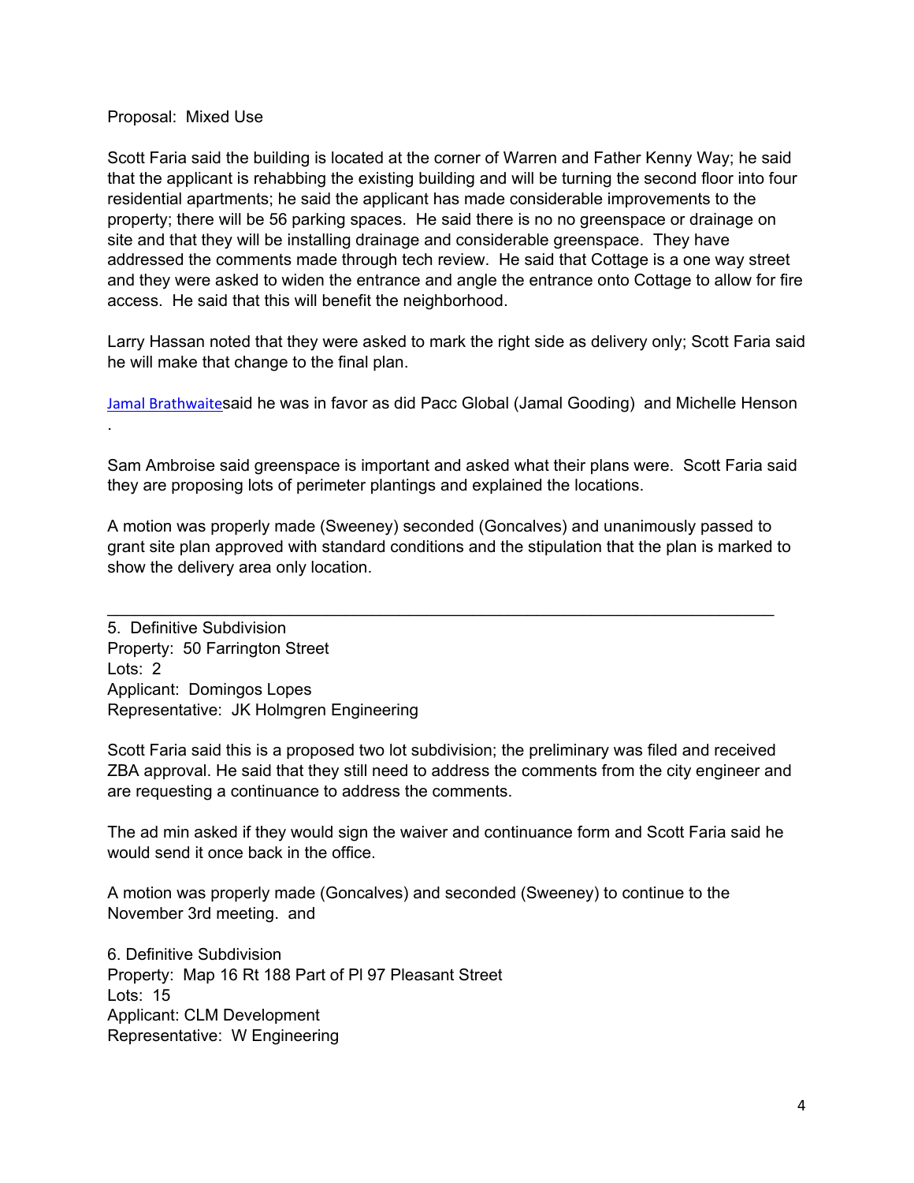Proposal: Mixed Use

Scott Faria said the building is located at the corner of Warren and Father Kenny Way; he said that the applicant is rehabbing the existing building and will be turning the second floor into four residential apartments; he said the applicant has made considerable improvements to the property; there will be 56 parking spaces. He said there is no no greenspace or drainage on site and that they will be installing drainage and considerable greenspace. They have addressed the comments made through tech review. He said that Cottage is a one way street and they were asked to widen the entrance and angle the entrance onto Cottage to allow for fire access. He said that this will benefit the neighborhood.

Larry Hassan noted that they were asked to mark the right side as delivery only; Scott Faria said he will make that change to the final plan.

Jamal Brathwaitesaid he was in favor as did Pacc Global (Jamal Gooding) and Michelle Henson .

Sam Ambroise said greenspace is important and asked what their plans were. Scott Faria said they are proposing lots of perimeter plantings and explained the locations.

A motion was properly made (Sweeney) seconded (Goncalves) and unanimously passed to grant site plan approved with standard conditions and the stipulation that the plan is marked to show the delivery area only location.

---

5. Definitive Subdivision
Property: 50 Farrington Street
Lots: 2
Applicant: Domingos Lopes
Representative: JK Holmgren Engineering

Scott Faria said this is a proposed two lot subdivision; the preliminary was filed and received ZBA approval. He said that they still need to address the comments from the city engineer and are requesting a continuance to address the comments.

The ad min asked if they would sign the waiver and continuance form and Scott Faria said he would send it once back in the office.

A motion was properly made (Goncalves) and seconded (Sweeney) to continue to the November 3rd meeting. and

6. Definitive Subdivision
Property: Map 16 Rt 188 Part of Pl 97 Pleasant Street
Lots: 15
Applicant: CLM Development
Representative: W Engineering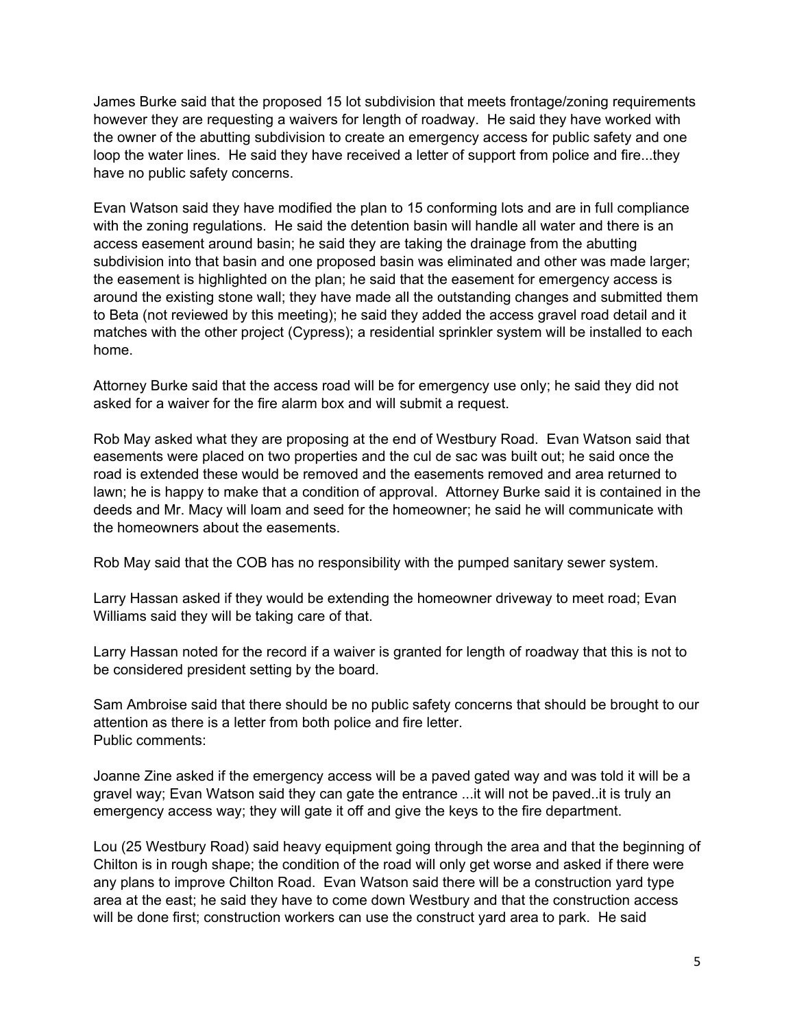James Burke said that the proposed 15 lot subdivision that meets frontage/zoning requirements however they are requesting a waivers for length of roadway. He said they have worked with the owner of the abutting subdivision to create an emergency access for public safety and one loop the water lines. He said they have received a letter of support from police and fire...they have no public safety concerns.

Evan Watson said they have modified the plan to 15 conforming lots and are in full compliance with the zoning regulations. He said the detention basin will handle all water and there is an access easement around basin; he said they are taking the drainage from the abutting subdivision into that basin and one proposed basin was eliminated and other was made larger; the easement is highlighted on the plan; he said that the easement for emergency access is around the existing stone wall; they have made all the outstanding changes and submitted them to Beta (not reviewed by this meeting); he said they added the access gravel road detail and it matches with the other project (Cypress); a residential sprinkler system will be installed to each home.

Attorney Burke said that the access road will be for emergency use only; he said they did not asked for a waiver for the fire alarm box and will submit a request.

Rob May asked what they are proposing at the end of Westbury Road. Evan Watson said that easements were placed on two properties and the cul de sac was built out; he said once the road is extended these would be removed and the easements removed and area returned to lawn; he is happy to make that a condition of approval. Attorney Burke said it is contained in the deeds and Mr. Macy will loam and seed for the homeowner; he said he will communicate with the homeowners about the easements.

Rob May said that the COB has no responsibility with the pumped sanitary sewer system.

Larry Hassan asked if they would be extending the homeowner driveway to meet road; Evan Williams said they will be taking care of that.

Larry Hassan noted for the record if a waiver is granted for length of roadway that this is not to be considered president setting by the board.

Sam Ambroise said that there should be no public safety concerns that should be brought to our attention as there is a letter from both police and fire letter.
Public comments:

Joanne Zine asked if the emergency access will be a paved gated way and was told it will be a gravel way; Evan Watson said they can gate the entrance ...it will not be paved..it is truly an emergency access way; they will gate it off and give the keys to the fire department.

Lou (25 Westbury Road) said heavy equipment going through the area and that the beginning of Chilton is in rough shape; the condition of the road will only get worse and asked if there were any plans to improve Chilton Road. Evan Watson said there will be a construction yard type area at the east; he said they have to come down Westbury and that the construction access will be done first; construction workers can use the construct yard area to park. He said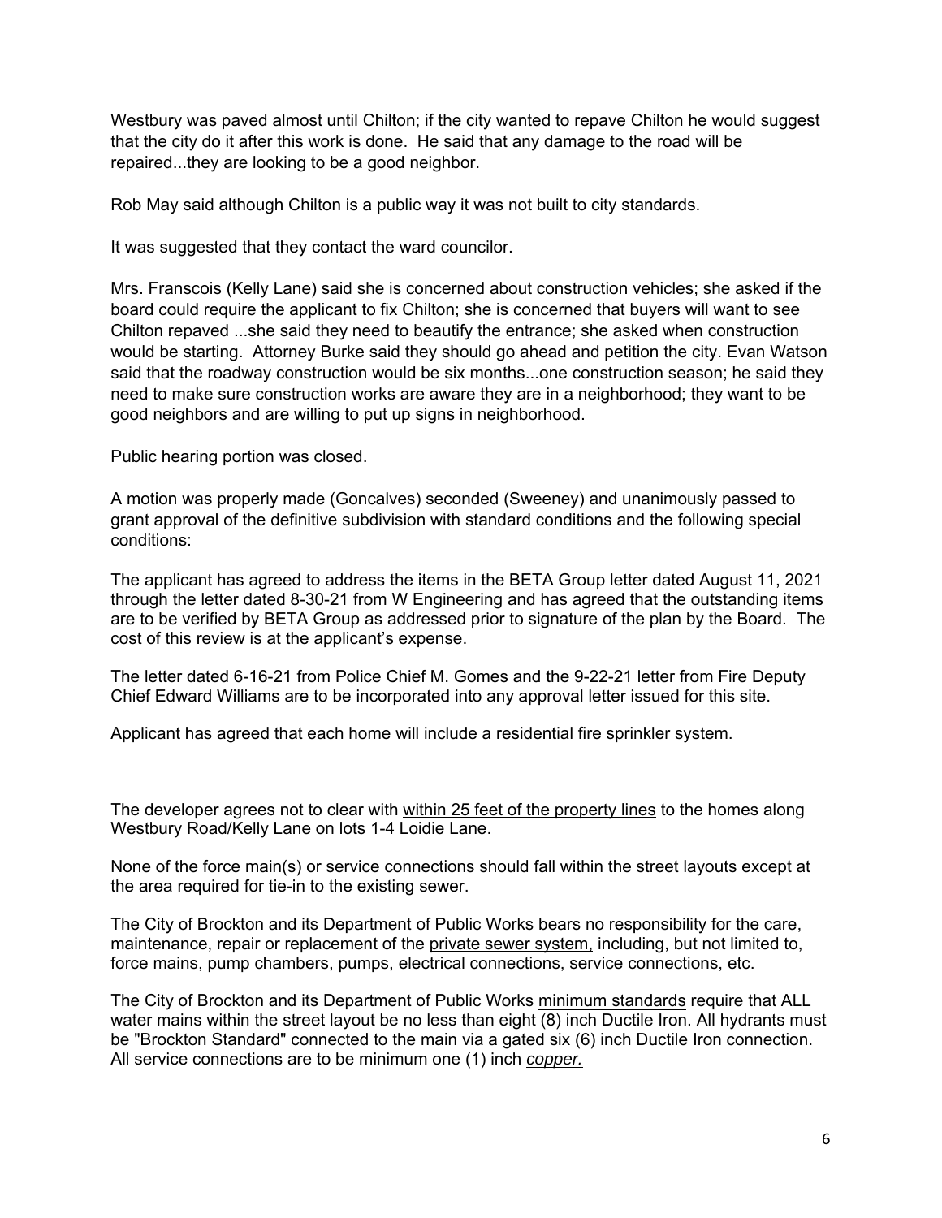Westbury was paved almost until Chilton; if the city wanted to repave Chilton he would suggest that the city do it after this work is done. He said that any damage to the road will be repaired...they are looking to be a good neighbor.

Rob May said although Chilton is a public way it was not built to city standards.

It was suggested that they contact the ward councilor.

Mrs. Franscois (Kelly Lane) said she is concerned about construction vehicles; she asked if the board could require the applicant to fix Chilton; she is concerned that buyers will want to see Chilton repaved ...she said they need to beautify the entrance; she asked when construction would be starting. Attorney Burke said they should go ahead and petition the city. Evan Watson said that the roadway construction would be six months...one construction season; he said they need to make sure construction works are aware they are in a neighborhood; they want to be good neighbors and are willing to put up signs in neighborhood.

Public hearing portion was closed.

A motion was properly made (Goncalves) seconded (Sweeney) and unanimously passed to grant approval of the definitive subdivision with standard conditions and the following special conditions:

The applicant has agreed to address the items in the BETA Group letter dated August 11, 2021 through the letter dated 8-30-21 from W Engineering and has agreed that the outstanding items are to be verified by BETA Group as addressed prior to signature of the plan by the Board. The cost of this review is at the applicant's expense.

The letter dated 6-16-21 from Police Chief M. Gomes and the 9-22-21 letter from Fire Deputy Chief Edward Williams are to be incorporated into any approval letter issued for this site.

Applicant has agreed that each home will include a residential fire sprinkler system.

The developer agrees not to clear with <u>within 25 feet of the property lines</u> to the homes along Westbury Road/Kelly Lane on lots 1-4 Loidie Lane.

None of the force main(s) or service connections should fall within the street layouts except at the area required for tie-in to the existing sewer.

The City of Brockton and its Department of Public Works bears no responsibility for the care, maintenance, repair or replacement of the <u>private sewer system,</u> including, but not limited to, force mains, pump chambers, pumps, electrical connections, service connections, etc.

The City of Brockton and its Department of Public Works <u>minimum standards</u> require that ALL water mains within the street layout be no less than eight (8) inch Ductile Iron. All hydrants must be "Brockton Standard" connected to the main via a gated six (6) inch Ductile Iron connection. All service connections are to be minimum one (1) inch <u>*copper.*</u>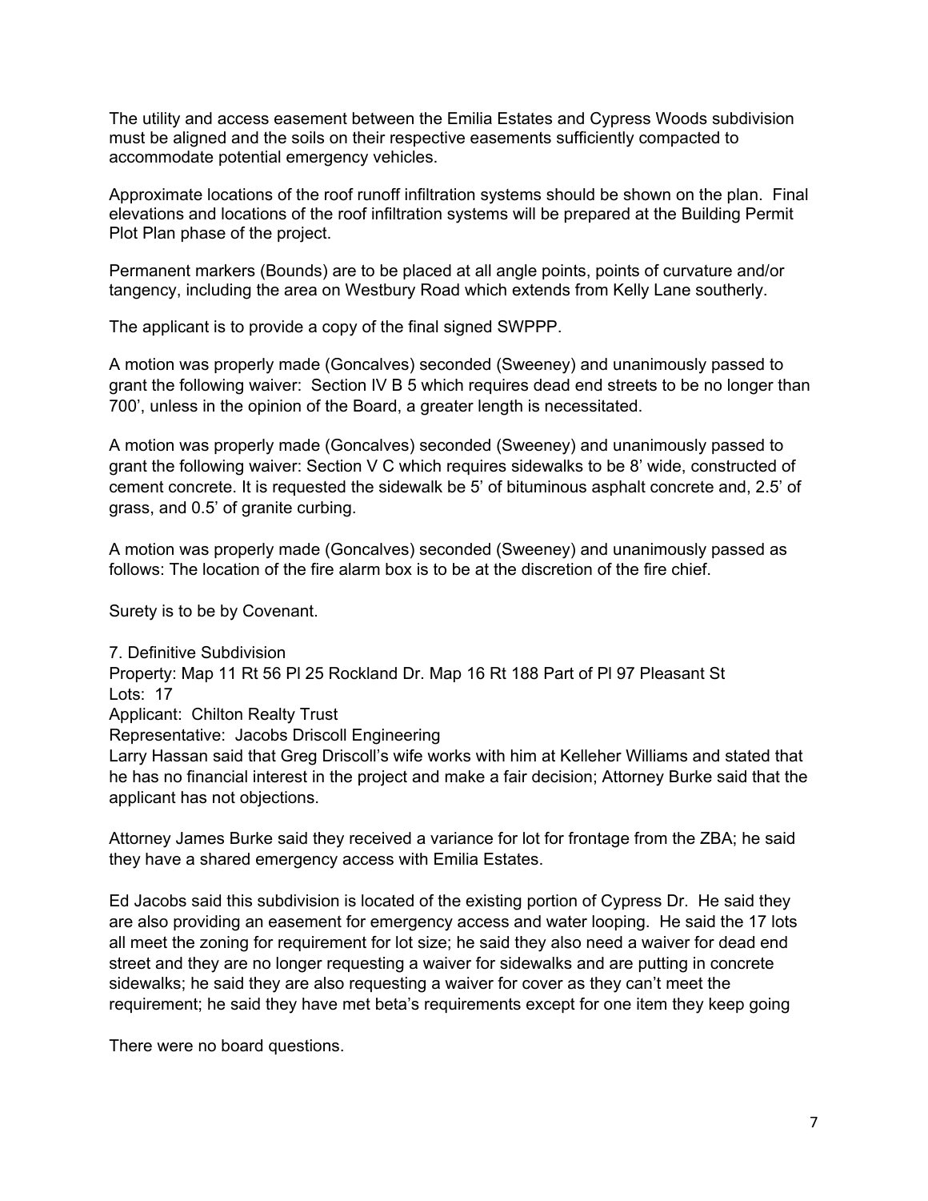The utility and access easement between the Emilia Estates and Cypress Woods subdivision must be aligned and the soils on their respective easements sufficiently compacted to accommodate potential emergency vehicles.

Approximate locations of the roof runoff infiltration systems should be shown on the plan. Final elevations and locations of the roof infiltration systems will be prepared at the Building Permit Plot Plan phase of the project.

Permanent markers (Bounds) are to be placed at all angle points, points of curvature and/or tangency, including the area on Westbury Road which extends from Kelly Lane southerly.

The applicant is to provide a copy of the final signed SWPPP.

A motion was properly made (Goncalves) seconded (Sweeney) and unanimously passed to grant the following waiver: Section IV B 5 which requires dead end streets to be no longer than 700', unless in the opinion of the Board, a greater length is necessitated.

A motion was properly made (Goncalves) seconded (Sweeney) and unanimously passed to grant the following waiver: Section V C which requires sidewalks to be 8' wide, constructed of cement concrete. It is requested the sidewalk be 5' of bituminous asphalt concrete and, 2.5' of grass, and 0.5' of granite curbing.

A motion was properly made (Goncalves) seconded (Sweeney) and unanimously passed as follows: The location of the fire alarm box is to be at the discretion of the fire chief.

Surety is to be by Covenant.

7. Definitive Subdivision
Property: Map 11 Rt 56 Pl 25 Rockland Dr. Map 16 Rt 188 Part of Pl 97 Pleasant St
Lots: 17
Applicant: Chilton Realty Trust
Representative: Jacobs Driscoll Engineering
Larry Hassan said that Greg Driscoll's wife works with him at Kelleher Williams and stated that he has no financial interest in the project and make a fair decision; Attorney Burke said that the applicant has not objections.

Attorney James Burke said they received a variance for lot for frontage from the ZBA; he said they have a shared emergency access with Emilia Estates.

Ed Jacobs said this subdivision is located of the existing portion of Cypress Dr. He said they are also providing an easement for emergency access and water looping. He said the 17 lots all meet the zoning for requirement for lot size; he said they also need a waiver for dead end street and they are no longer requesting a waiver for sidewalks and are putting in concrete sidewalks; he said they are also requesting a waiver for cover as they can't meet the requirement; he said they have met beta's requirements except for one item they keep going

There were no board questions.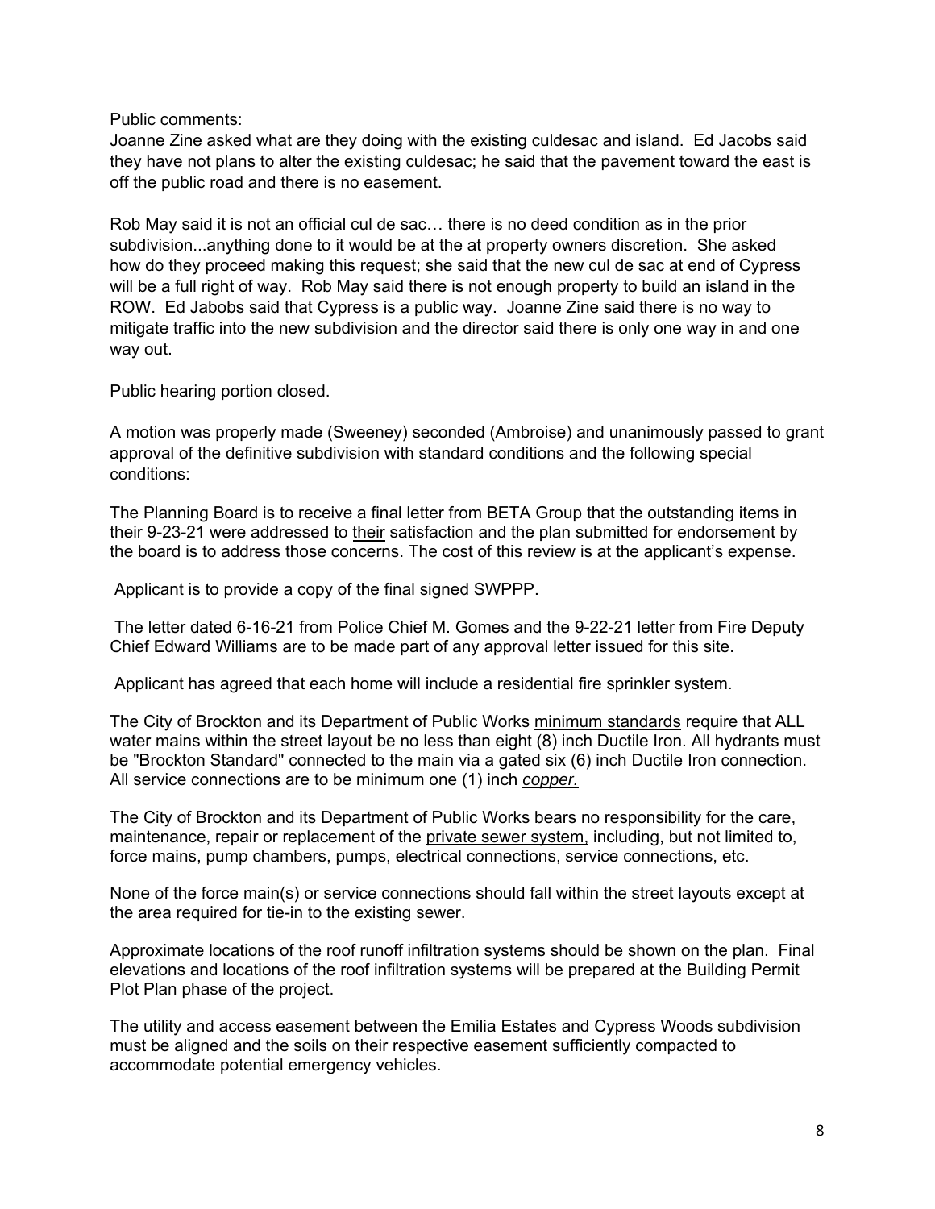Public comments:
Joanne Zine asked what are they doing with the existing culdesac and island. Ed Jacobs said they have not plans to alter the existing culdesac; he said that the pavement toward the east is off the public road and there is no easement.

Rob May said it is not an official cul de sac… there is no deed condition as in the prior subdivision...anything done to it would be at the at property owners discretion. She asked how do they proceed making this request; she said that the new cul de sac at end of Cypress will be a full right of way. Rob May said there is not enough property to build an island in the ROW. Ed Jabobs said that Cypress is a public way. Joanne Zine said there is no way to mitigate traffic into the new subdivision and the director said there is only one way in and one way out.

Public hearing portion closed.

A motion was properly made (Sweeney) seconded (Ambroise) and unanimously passed to grant approval of the definitive subdivision with standard conditions and the following special conditions:

The Planning Board is to receive a final letter from BETA Group that the outstanding items in their 9-23-21 were addressed to <u>their</u> satisfaction and the plan submitted for endorsement by the board is to address those concerns. The cost of this review is at the applicant's expense.

Applicant is to provide a copy of the final signed SWPPP.

The letter dated 6-16-21 from Police Chief M. Gomes and the 9-22-21 letter from Fire Deputy Chief Edward Williams are to be made part of any approval letter issued for this site.

Applicant has agreed that each home will include a residential fire sprinkler system.

The City of Brockton and its Department of Public Works <u>minimum standards</u> require that ALL water mains within the street layout be no less than eight (8) inch Ductile Iron. All hydrants must be "Brockton Standard" connected to the main via a gated six (6) inch Ductile Iron connection. All service connections are to be minimum one (1) inch <u>*copper.*</u>

The City of Brockton and its Department of Public Works bears no responsibility for the care, maintenance, repair or replacement of the <u>private sewer system,</u> including, but not limited to, force mains, pump chambers, pumps, electrical connections, service connections, etc.

None of the force main(s) or service connections should fall within the street layouts except at the area required for tie-in to the existing sewer.

Approximate locations of the roof runoff infiltration systems should be shown on the plan. Final elevations and locations of the roof infiltration systems will be prepared at the Building Permit Plot Plan phase of the project.

The utility and access easement between the Emilia Estates and Cypress Woods subdivision must be aligned and the soils on their respective easement sufficiently compacted to accommodate potential emergency vehicles.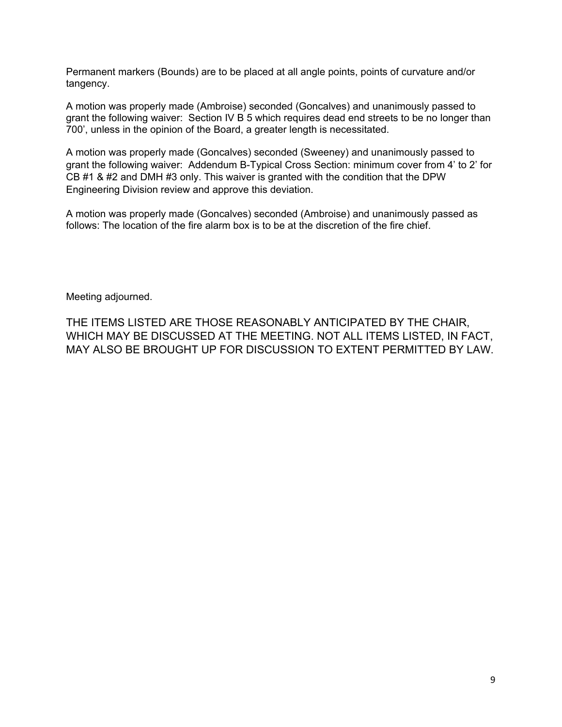Permanent markers (Bounds) are to be placed at all angle points, points of curvature and/or tangency.

A motion was properly made (Ambroise) seconded (Goncalves) and unanimously passed to grant the following waiver: Section IV B 5 which requires dead end streets to be no longer than 700', unless in the opinion of the Board, a greater length is necessitated.

A motion was properly made (Goncalves) seconded (Sweeney) and unanimously passed to grant the following waiver: Addendum B-Typical Cross Section: minimum cover from 4' to 2' for CB #1 & #2 and DMH #3 only. This waiver is granted with the condition that the DPW Engineering Division review and approve this deviation.

A motion was properly made (Goncalves) seconded (Ambroise) and unanimously passed as follows: The location of the fire alarm box is to be at the discretion of the fire chief.

Meeting adjourned.

THE ITEMS LISTED ARE THOSE REASONABLY ANTICIPATED BY THE CHAIR, WHICH MAY BE DISCUSSED AT THE MEETING. NOT ALL ITEMS LISTED, IN FACT, MAY ALSO BE BROUGHT UP FOR DISCUSSION TO EXTENT PERMITTED BY LAW.